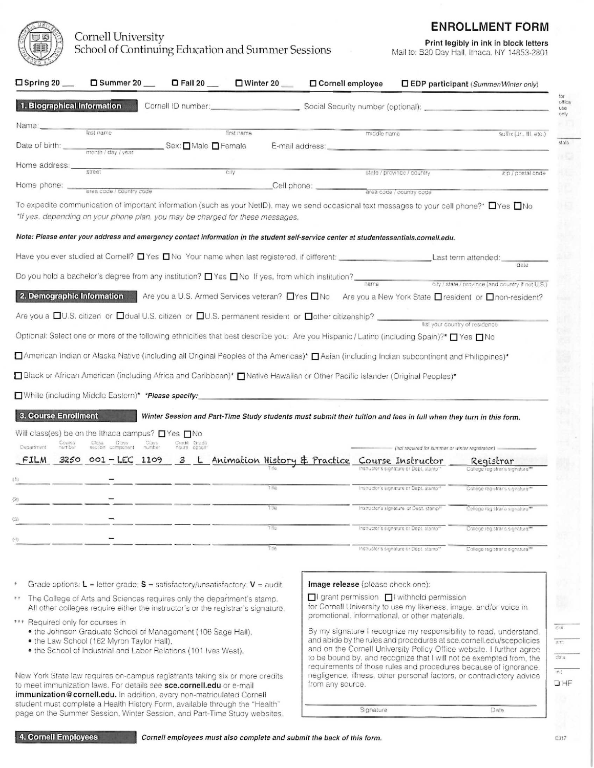Cornell University
School of Continuing Education and Summer Sessions

# ENROLLMENT FORM

**Print legibly in ink in block letters**
Mail to: B20 Day Hall, Ithaca, NY 14853-2801

☐ **Spring 20 ___** ☐ **Summer 20 ___** ☐ **Fall 20 ___** ☐ **Winter 20 ___** ☐ **Cornell employee** ☐ **EDP participant** *(Summer/Winter only)*

## 1. Biographical Information

Cornell ID number: ____________ Social Security number (optional): ____________

Name: ____________ (last name) ____________ (first name) ____________ (middle name) ____________ (suffix (Jr., III, etc.))

Date of birth: ____________ (month / day / year) Sex: ☐ Male ☐ Female E-mail address: ____________

Home address: ____________ (street) ____________ (city) ____________ (state / province / country) ____________ (zip / postal code)

Home phone: ____________ (area code / country code) Cell phone: ____________ (area code / country code)

To expedite communication of important information (such as your NetID), may we send occasional text messages to your cell phone?* ☐ Yes ☐ No
*\*If yes, depending on your phone plan, you may be charged for these messages.*

***Note: Please enter your address and emergency contact information in the student self-service center at studentessentials.cornell.edu.***

Have you ever studied at Cornell? ☐ Yes ☐ No Your name when last registered, if different: ____________ Last term attended: ____________ (date)

Do you hold a bachelor's degree from any institution? ☐ Yes ☐ No If yes, from which institution? ____________ (name) ____________ (city / state / province (and country if not U.S.))

## 2. Demographic Information

Are you a U.S. Armed Services veteran? ☐ Yes ☐ No Are you a New York State ☐ resident or ☐ non-resident?

Are you a ☐ U.S. citizen or ☐ dual U.S. citizen or ☐ U.S. permanent resident or ☐ other citizenship? ____________ (list your country of residence)

Optional: Select one or more of the following ethnicities that best describe you: Are you Hispanic / Latino (including Spain)?* ☐ Yes ☐ No

☐ American Indian or Alaska Native (including all Original Peoples of the Americas)* ☐ Asian (including Indian subcontinent and Philippines)*

☐ Black or African American (including Africa and Caribbean)* ☐ Native Hawaiian or Other Pacific Islander (Original Peoples)*

☐ White (including Middle Eastern)* ***Please specify:*** ____________

## 3. Course Enrollment

***Winter Session and Part-Time Study students must submit their tuition and fees in full when they turn in this form.***

Will class(es) be on the Ithaca campus? ☐ Yes ☐ No

| | Department | Course number | Class section | Class component | Class number | Credit hours | Grade option* | Title | Instructor's signature or Dept. stamp** | College registrar's signature*** |
|---|---|---|---|---|---|---|---|---|---|---|
| | FILM | 3250 | 001 | LEC | 1109 | 3 | L | Animation History & Practice | Course Instructor | Registrar |
| (1) | | | | | | | | | | |
| (2) | | | | | | | | | | |
| (3) | | | | | | | | | | |
| (4) | | | | | | | | | | |

(not required for summer or winter registration)

\* Grade options: **L** = letter grade; **S** = satisfactory/unsatisfactory; **V** = audit

\*\* The College of Arts and Sciences requires only the department's stamp. All other colleges require either the instructor's or the registrar's signature.

\*\*\* Required only for courses in
- the Johnson Graduate School of Management (106 Sage Hall),
- the Law School (162 Myron Taylor Hall),
- the School of Industrial and Labor Relations (101 Ives West).

New York State law requires on-campus registrants taking six or more credits to meet immunization laws. For details see **sce.cornell.edu** or e-mail **immunization@cornell.edu**. In addition, every non-matriculated Cornell student must complete a Health History Form, available through the "Health" page on the Summer Session, Winter Session, and Part-Time Study websites.

**Image release** (please check one):
☐ I grant permission ☐ I withhold permission
for Cornell University to use my likeness, image, and/or voice in promotional, informational, or other materials.

By my signature I recognize my responsibility to read, understand, and abide by the rules and procedures at sce.cornell.edu/scepolicies and on the Cornell University Policy Office website. I further agree to be bound by, and recognize that I will not be exempted from, the requirements of those rules and procedures because of ignorance, negligence, illness, other personal factors, or contradictory advice from any source.

____________ Signature ____________ Date

for office use only: state; ck#; amt; date; init; ☐ HF

## 4. Cornell Employees

***Cornell employees must also complete and submit the back of this form.***

0317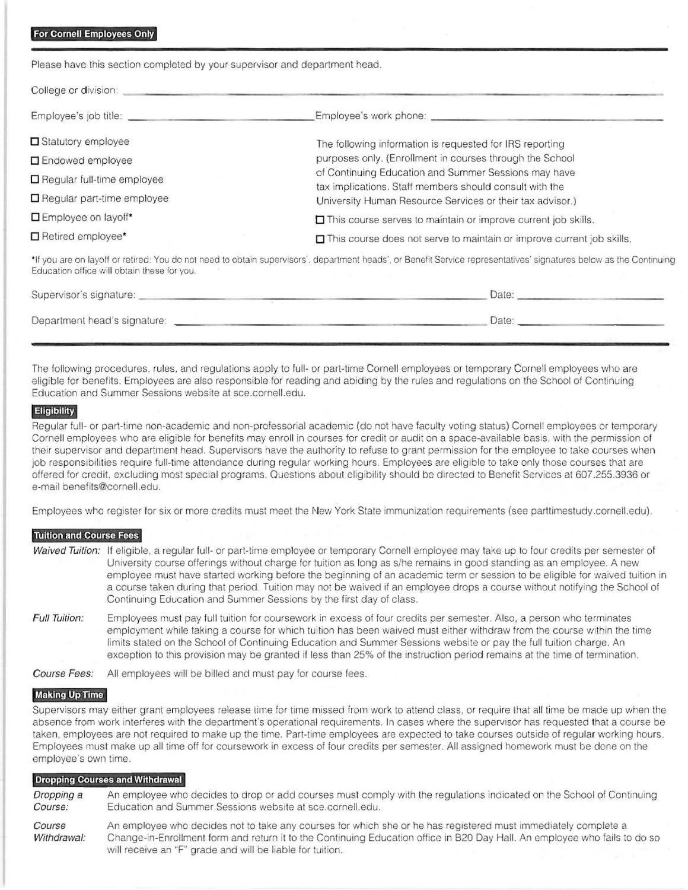## For Cornell Employees Only

Please have this section completed by your supervisor and department head.

College or division: ______________________________

Employee's job title: ______________________________ Employee's work phone: ______________________________

- ☐ Statutory employee
- ☐ Endowed employee
- ☐ Regular full-time employee
- ☐ Regular part-time employee
- ☐ Employee on layoff*
- ☐ Retired employee*

The following information is requested for IRS reporting purposes only. (Enrollment in courses through the School of Continuing Education and Summer Sessions may have tax implications. Staff members should consult with the University Human Resource Services or their tax advisor.)

- ☐ This course serves to maintain or improve current job skills.
- ☐ This course does not serve to maintain or improve current job skills.

*If you are on layoff or retired: You do not need to obtain supervisors', department heads', or Benefit Service representatives' signatures below as the Continuing Education office will obtain these for you.

Supervisor's signature: ______________________________ Date: ______________

Department head's signature: ______________________________ Date: ______________

---

The following procedures, rules, and regulations apply to full- or part-time Cornell employees or temporary Cornell employees who are eligible for benefits. Employees are also responsible for reading and abiding by the rules and regulations on the School of Continuing Education and Summer Sessions website at sce.cornell.edu.

### Eligibility

Regular full- or part-time non-academic and non-professorial academic (do not have faculty voting status) Cornell employees or temporary Cornell employees who are eligible for benefits may enroll in courses for credit or audit on a space-available basis, with the permission of their supervisor and department head. Supervisors have the authority to refuse to grant permission for the employee to take courses when job responsibilities require full-time attendance during regular working hours. Employees are eligible to take only those courses that are offered for credit, excluding most special programs. Questions about eligibility should be directed to Benefit Services at 607.255.3936 or e-mail benefits@cornell.edu.

Employees who register for six or more credits must meet the New York State immunization requirements (see parttimestudy.cornell.edu).

### Tuition and Course Fees

*Waived Tuition:* If eligible, a regular full- or part-time employee or temporary Cornell employee may take up to four credits per semester of University course offerings without charge for tuition as long as s/he remains in good standing as an employee. A new employee must have started working before the beginning of an academic term or session to be eligible for waived tuition in a course taken during that period. Tuition may not be waived if an employee drops a course without notifying the School of Continuing Education and Summer Sessions by the first day of class.

*Full Tuition:* Employees must pay full tuition for coursework in excess of four credits per semester. Also, a person who terminates employment while taking a course for which tuition has been waived must either withdraw from the course within the time limits stated on the School of Continuing Education and Summer Sessions website or pay the full tuition charge. An exception to this provision may be granted if less than 25% of the instruction period remains at the time of termination.

*Course Fees:* All employees will be billed and must pay for course fees.

### Making Up Time

Supervisors may either grant employees release time for time missed from work to attend class, or require that all time be made up when the absence from work interferes with the department's operational requirements. In cases where the supervisor has requested that a course be taken, employees are not required to make up the time. Part-time employees are expected to take courses outside of regular working hours. Employees must make up all time off for coursework in excess of four credits per semester. All assigned homework must be done on the employee's own time.

### Dropping Courses and Withdrawal

*Dropping a Course:* An employee who decides to drop or add courses must comply with the regulations indicated on the School of Continuing Education and Summer Sessions website at sce.cornell.edu.

*Course Withdrawal:* An employee who decides not to take any courses for which she or he has registered must immediately complete a Change-in-Enrollment form and return it to the Continuing Education office in B20 Day Hall. An employee who fails to do so will receive an "F" grade and will be liable for tuition.